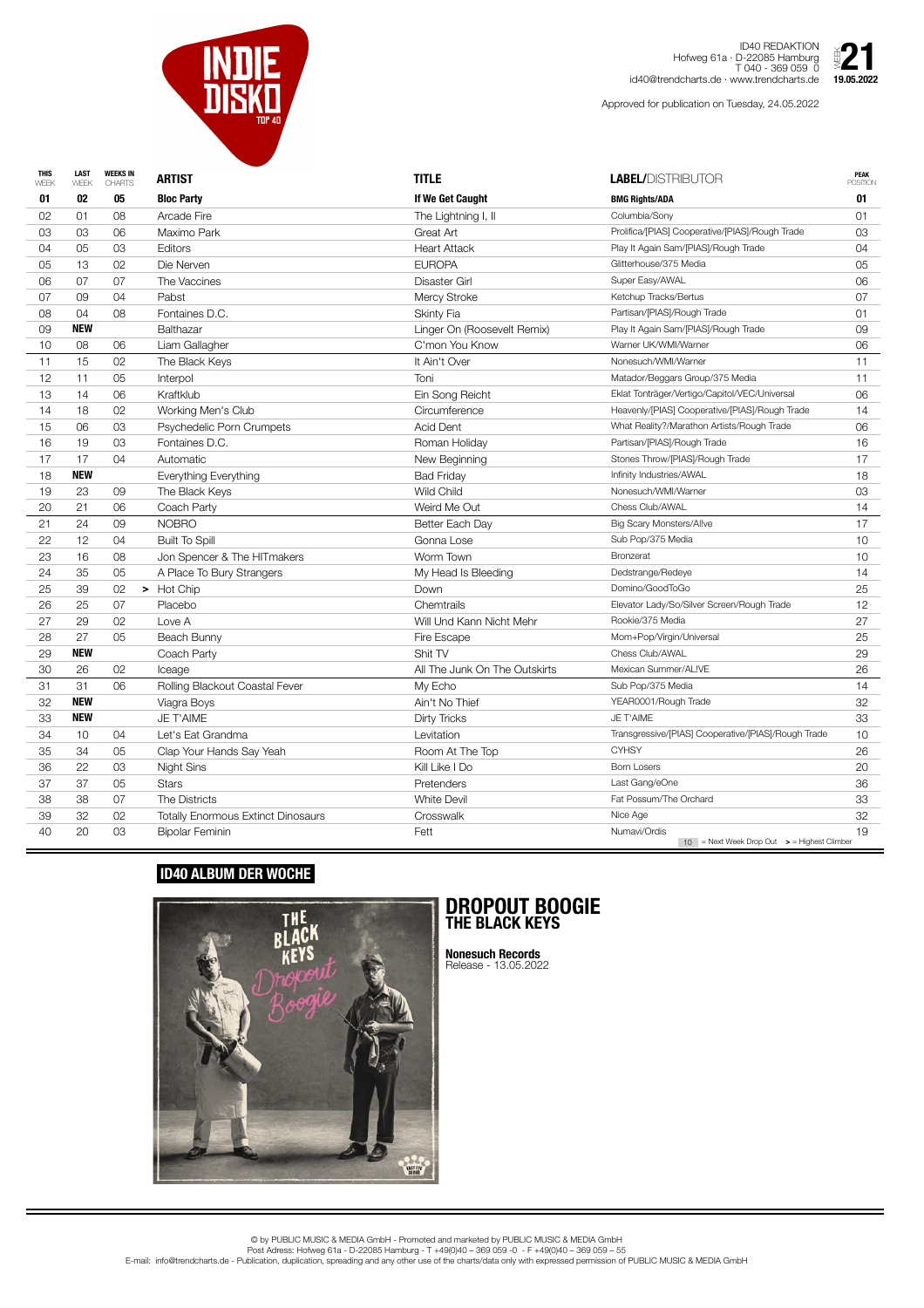# INDIE DISKO TOP 40

ID40 REDAKTION
Hofweg 61a · D-22085 Hamburg
T 040 - 369 059 0
id40@trendcharts.de · www.trendcharts.de

WEEK 21
19.05.2022

Approved for publication on Tuesday, 24.05.2022

| THIS WEEK | LAST WEEK | WEEKS IN CHARTS | ARTIST | TITLE | LABEL/DISTRIBUTOR | PEAK POSITION |
|---|---|---|---|---|---|---|
| **01** | **02** | **05** | **Bloc Party** | **If We Get Caught** | **BMG Rights/ADA** | **01** |
| 02 | 01 | 08 | Arcade Fire | The Lightning I, II | Columbia/Sony | 01 |
| 03 | 03 | 06 | Maximo Park | Great Art | Prolifica/[PIAS] Cooperative/[PIAS]/Rough Trade | 03 |
| 04 | 05 | 03 | Editors | Heart Attack | Play It Again Sam/[PIAS]/Rough Trade | 04 |
| 05 | 13 | 02 | Die Nerven | EUROPA | Glitterhouse/375 Media | 05 |
| 06 | 07 | 07 | The Vaccines | Disaster Girl | Super Easy/AWAL | 06 |
| 07 | 09 | 04 | Pabst | Mercy Stroke | Ketchup Tracks/Bertus | 07 |
| 08 | 04 | 08 | Fontaines D.C. | Skinty Fia | Partisan/[PIAS]/Rough Trade | 01 |
| 09 | **NEW** | | Balthazar | Linger On (Roosevelt Remix) | Play It Again Sam/[PIAS]/Rough Trade | 09 |
| 10 | 08 | 06 | Liam Gallagher | C'mon You Know | Warner UK/WMI/Warner | 06 |
| 11 | 15 | 02 | The Black Keys | It Ain't Over | Nonesuch/WMI/Warner | 11 |
| 12 | 11 | 05 | Interpol | Toni | Matador/Beggars Group/375 Media | 11 |
| 13 | 14 | 06 | Kraftklub | Ein Song Reicht | Eklat Tonträger/Vertigo/Capitol/VEC/Universal | 06 |
| 14 | 18 | 02 | Working Men's Club | Circumference | Heavenly/[PIAS] Cooperative/[PIAS]/Rough Trade | 14 |
| 15 | 06 | 03 | Psychedelic Porn Crumpets | Acid Dent | What Reality?/Marathon Artists/Rough Trade | 06 |
| 16 | 19 | 03 | Fontaines D.C. | Roman Holiday | Partisan/[PIAS]/Rough Trade | 16 |
| 17 | 17 | 04 | Automatic | New Beginning | Stones Throw/[PIAS]/Rough Trade | 17 |
| 18 | **NEW** | | Everything Everything | Bad Friday | Infinity Industries/AWAL | 18 |
| 19 | 23 | 09 | The Black Keys | Wild Child | Nonesuch/WMI/Warner | 03 |
| 20 | 21 | 06 | Coach Party | Weird Me Out | Chess Club/AWAL | 14 |
| 21 | 24 | 09 | NOBRO | Better Each Day | Big Scary Monsters/Al!ve | 17 |
| 22 | 12 | 04 | Built To Spill | Gonna Lose | Sub Pop/375 Media | 10 |
| 23 | 16 | 08 | Jon Spencer & The HITmakers | Worm Town | Bronzerat | 10 |
| 24 | 35 | 05 | A Place To Bury Strangers | My Head Is Bleeding | Dedstrange/Redeye | 14 |
| 25 | 39 | 02 | > Hot Chip | Down | Domino/GoodToGo | 25 |
| 26 | 25 | 07 | Placebo | Chemtrails | Elevator Lady/So/Silver Screen/Rough Trade | 12 |
| 27 | 29 | 02 | Love A | Will Und Kann Nicht Mehr | Rookie/375 Media | 27 |
| 28 | 27 | 05 | Beach Bunny | Fire Escape | Mom+Pop/Virgin/Universal | 25 |
| 29 | **NEW** | | Coach Party | Shit TV | Chess Club/AWAL | 29 |
| 30 | 26 | 02 | Iceage | All The Junk On The Outskirts | Mexican Summer/AL!VE | 26 |
| 31 | 31 | 06 | Rolling Blackout Coastal Fever | My Echo | Sub Pop/375 Media | 14 |
| 32 | **NEW** | | Viagra Boys | Ain't No Thief | YEAR0001/Rough Trade | 32 |
| 33 | **NEW** | | JE T'AIME | Dirty Tricks | JE T'AIME | 33 |
| 34 | 10 | 04 | Let's Eat Grandma | Levitation | Transgressive/[PIAS] Cooperative/[PIAS]/Rough Trade | 10 |
| 35 | 34 | 05 | Clap Your Hands Say Yeah | Room At The Top | CYHSY | 26 |
| 36 | 22 | 03 | Night Sins | Kill Like I Do | Born Losers | 20 |
| 37 | 37 | 05 | Stars | Pretenders | Last Gang/eOne | 36 |
| 38 | 38 | 07 | The Districts | White Devil | Fat Possum/The Orchard | 33 |
| 39 | 32 | 02 | Totally Enormous Extinct Dinosaurs | Crosswalk | Nice Age | 32 |
| 40 | 20 | 03 | Bipolar Feminin | Fett | Numavi/Ordis | 19 |

10 = Next Week Drop Out   > = Highest Climber

## ID40 ALBUM DER WOCHE

# DROPOUT BOOGIE
## THE BLACK KEYS

**Nonesuch Records**
Release - 13.05.2022

© by PUBLIC MUSIC & MEDIA GmbH - Promoted and marketed by PUBLIC MUSIC & MEDIA GmbH
Post Adress: Hofweg 61a - D-22085 Hamburg - T +49(0)40 – 369 059 -0 - F +49(0)40 – 369 059 – 55
E-mail: info@trendcharts.de - Publication, duplication, spreading and any other use of the charts/data only with expressed permission of PUBLIC MUSIC & MEDIA GmbH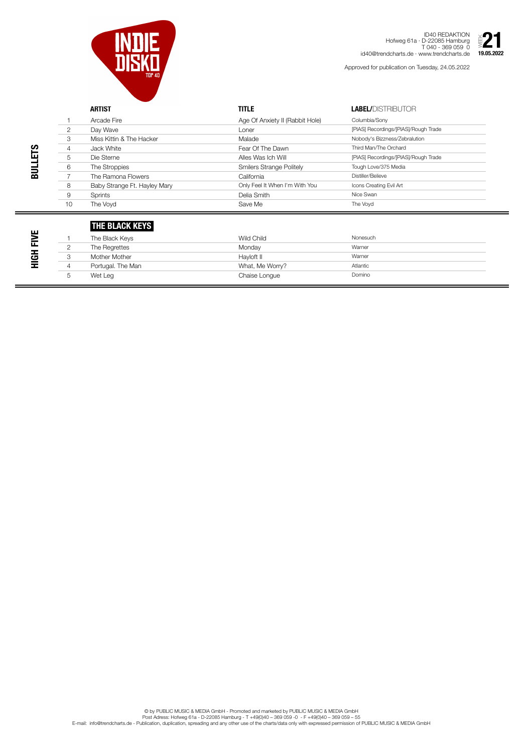INDIE DISKO TOP 40

ID40 REDAKTION
Hofweg 61a · D-22085 Hamburg
T 040 - 369 059 0
id40@trendcharts.de · www.trendcharts.de

WEEK 21
19.05.2022

Approved for publication on Tuesday, 24.05.2022

## BULLETS

| | ARTIST | TITLE | LABEL/DISTRIBUTOR |
|---|---|---|---|
| 1 | Arcade Fire | Age Of Anxiety II (Rabbit Hole) | Columbia/Sony |
| 2 | Day Wave | Loner | [PIAS] Recordings/[PIAS]/Rough Trade |
| 3 | Miss Kittin & The Hacker | Malade | Nobody's Bizzness/Zebralution |
| 4 | Jack White | Fear Of The Dawn | Third Man/The Orchard |
| 5 | Die Sterne | Alles Was Ich Will | [PIAS] Recordings/[PIAS]/Rough Trade |
| 6 | The Stroppies | Smilers Strange Politely | Tough Love/375 Media |
| 7 | The Ramona Flowers | California | Distiller/Believe |
| 8 | Baby Strange Ft. Hayley Mary | Only Feel It When I'm With You | Icons Creating Evil Art |
| 9 | Sprints | Delia Smith | Nice Swan |
| 10 | The Voyd | Save Me | The Voyd |

## HIGH FIVE

**THE BLACK KEYS**

| | | | |
|---|---|---|---|
| 1 | The Black Keys | Wild Child | Nonesuch |
| 2 | The Regrettes | Monday | Warner |
| 3 | Mother Mother | Hayloft II | Warner |
| 4 | Portugal. The Man | What, Me Worry? | Atlantic |
| 5 | Wet Leg | Chaise Longue | Domino |

© by PUBLIC MUSIC & MEDIA GmbH - Promoted and marketed by PUBLIC MUSIC & MEDIA GmbH
Post Adress: Hofweg 61a - D-22085 Hamburg - T +49(0)40 – 369 059 -0 - F +49(0)40 – 369 059 – 55
E-mail: info@trendcharts.de - Publication, duplication, spreading and any other use of the charts/data only with expressed permission of PUBLIC MUSIC & MEDIA GmbH